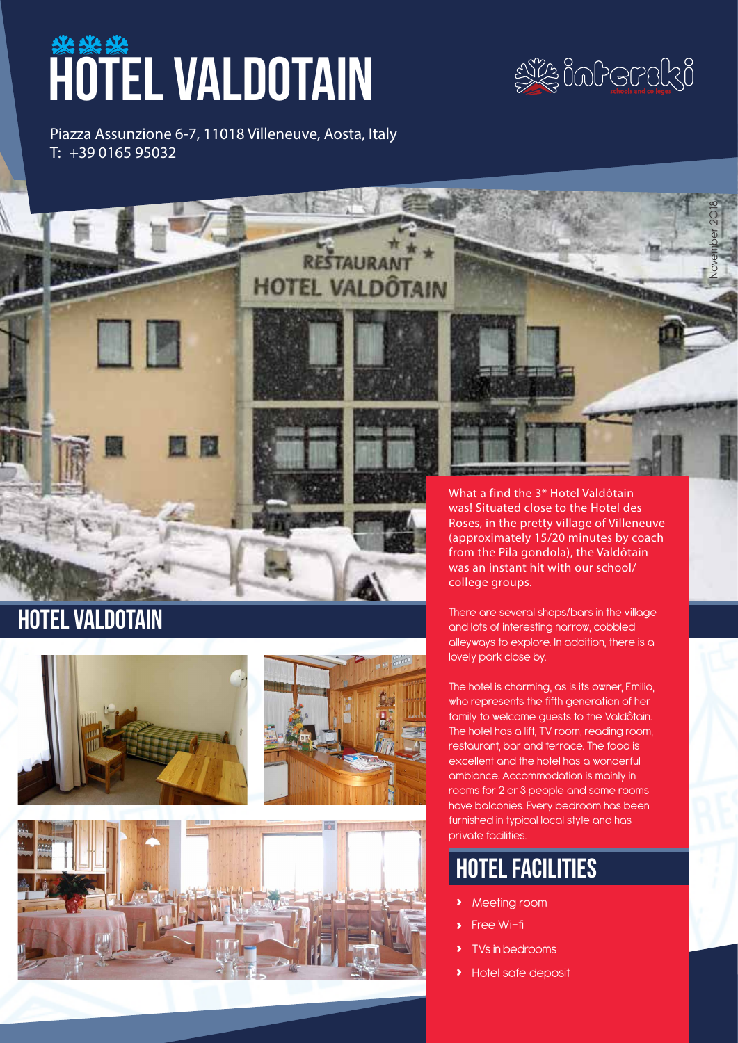# HOTEL VALDOTAIN

Piazza Assunzione 6-7, 11018 Villeneuve, Aosta, Italy
T: +39 0165 95032

November 2018

## HOTEL VALDOTAIN

What a find the 3* Hotel Valdôtain was! Situated close to the Hotel des Roses, in the pretty village of Villeneuve (approximately 15/20 minutes by coach from the Pila gondola), the Valdôtain was an instant hit with our school/college groups.

There are several shops/bars in the village and lots of interesting narrow, cobbled alleyways to explore. In addition, there is a lovely park close by.

The hotel is charming, as is its owner, Emilia, who represents the fifth generation of her family to welcome guests to the Valdôtain. The hotel has a lift, TV room, reading room, restaurant, bar and terrace. The food is excellent and the hotel has a wonderful ambiance. Accommodation is mainly in rooms for 2 or 3 people and some rooms have balconies. Every bedroom has been furnished in typical local style and has private facilities.

## HOTEL FACILITIES

- Meeting room
- Free Wi-fi
- TVs in bedrooms
- Hotel safe deposit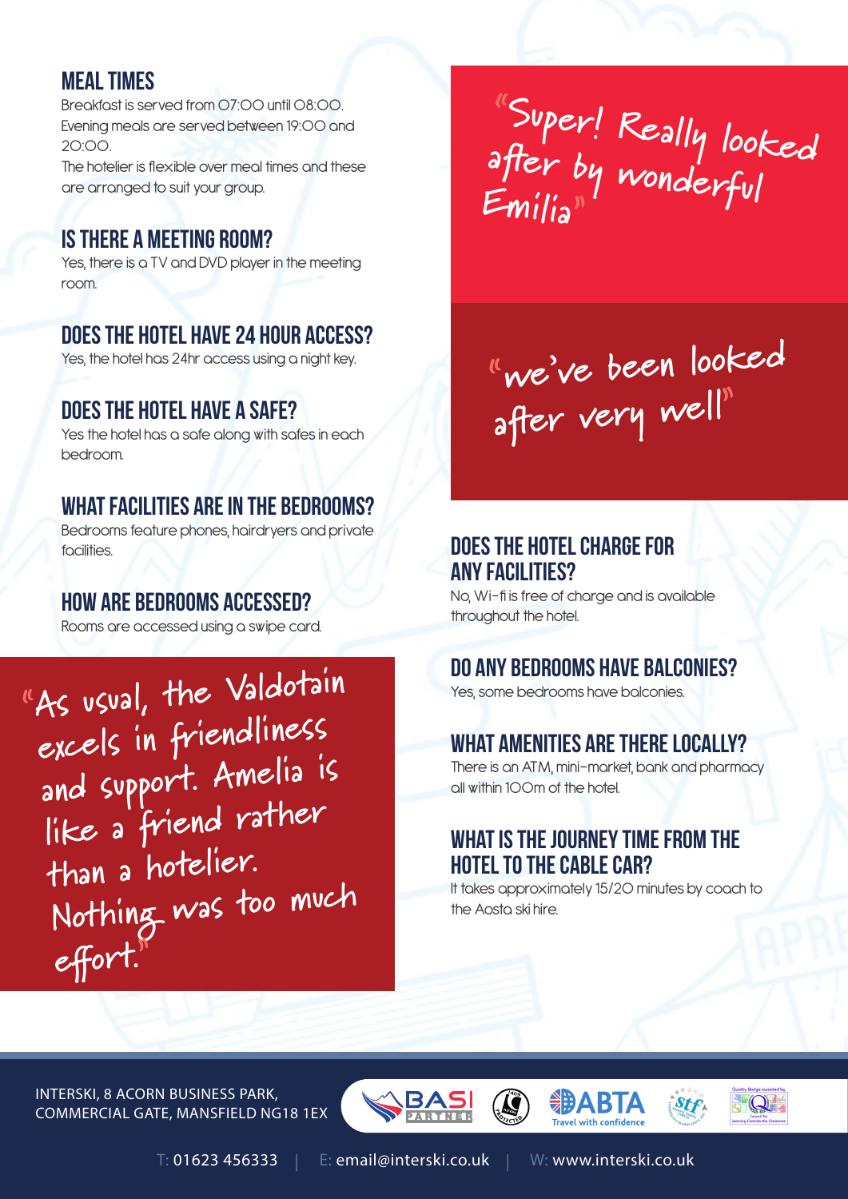## MEAL TIMES

Breakfast is served from 07:00 until 08:00.
Evening meals are served between 19:00 and 20:00.
The hotelier is flexible over meal times and these are arranged to suit your group.

## IS THERE A MEETING ROOM?

Yes, there is a TV and DVD player in the meeting room.

## DOES THE HOTEL HAVE 24 HOUR ACCESS?

Yes, the hotel has 24hr access using a night key.

## DOES THE HOTEL HAVE A SAFE?

Yes the hotel has a safe along with safes in each bedroom.

## WHAT FACILITIES ARE IN THE BEDROOMS?

Bedrooms feature phones, hairdryers and private facilities.

## HOW ARE BEDROOMS ACCESSED?

Rooms are accessed using a swipe card.

> "As usual, the Valdotain excels in friendliness and support. Amelia is like a friend rather than a hotelier. Nothing was too much effort."

> "Super! Really looked after by wonderful Emilia"

> "we've been looked after very well"

## DOES THE HOTEL CHARGE FOR ANY FACILITIES?

No, Wi-fi is free of charge and is available throughout the hotel.

## DO ANY BEDROOMS HAVE BALCONIES?

Yes, some bedrooms have balconies.

## WHAT AMENITIES ARE THERE LOCALLY?

There is an ATM, mini-market, bank and pharmacy all within 100m of the hotel.

## WHAT IS THE JOURNEY TIME FROM THE HOTEL TO THE CABLE CAR?

It takes approximately 15/20 minutes by coach to the Aosta ski hire.

INTERSKI, 8 ACORN BUSINESS PARK, COMMERCIAL GATE, MANSFIELD NG18 1EX

T: 01623 456333 | E: email@interski.co.uk | W: www.interski.co.uk